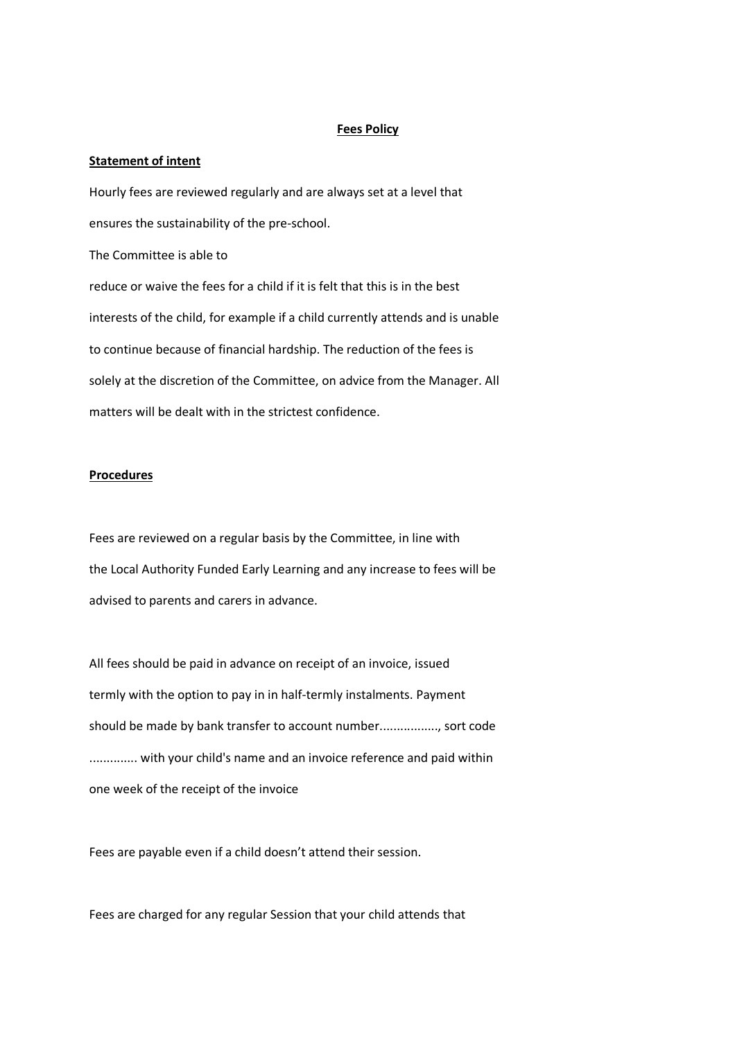**Fees Policy**

**Statement of intent**

Hourly fees are reviewed regularly and are always set at a level that ensures the sustainability of the pre-school.

The Committee is able to

reduce or waive the fees for a child if it is felt that this is in the best interests of the child, for example if a child currently attends and is unable to continue because of financial hardship. The reduction of the fees is solely at the discretion of the Committee, on advice from the Manager. All matters will be dealt with in the strictest confidence.

**Procedures**

Fees are reviewed on a regular basis by the Committee, in line with the Local Authority Funded Early Learning and any increase to fees will be advised to parents and carers in advance.

All fees should be paid in advance on receipt of an invoice, issued termly with the option to pay in in half-termly instalments. Payment should be made by bank transfer to account number................, sort code ............. with your child's name and an invoice reference and paid within one week of the receipt of the invoice

Fees are payable even if a child doesn't attend their session.

Fees are charged for any regular Session that your child attends that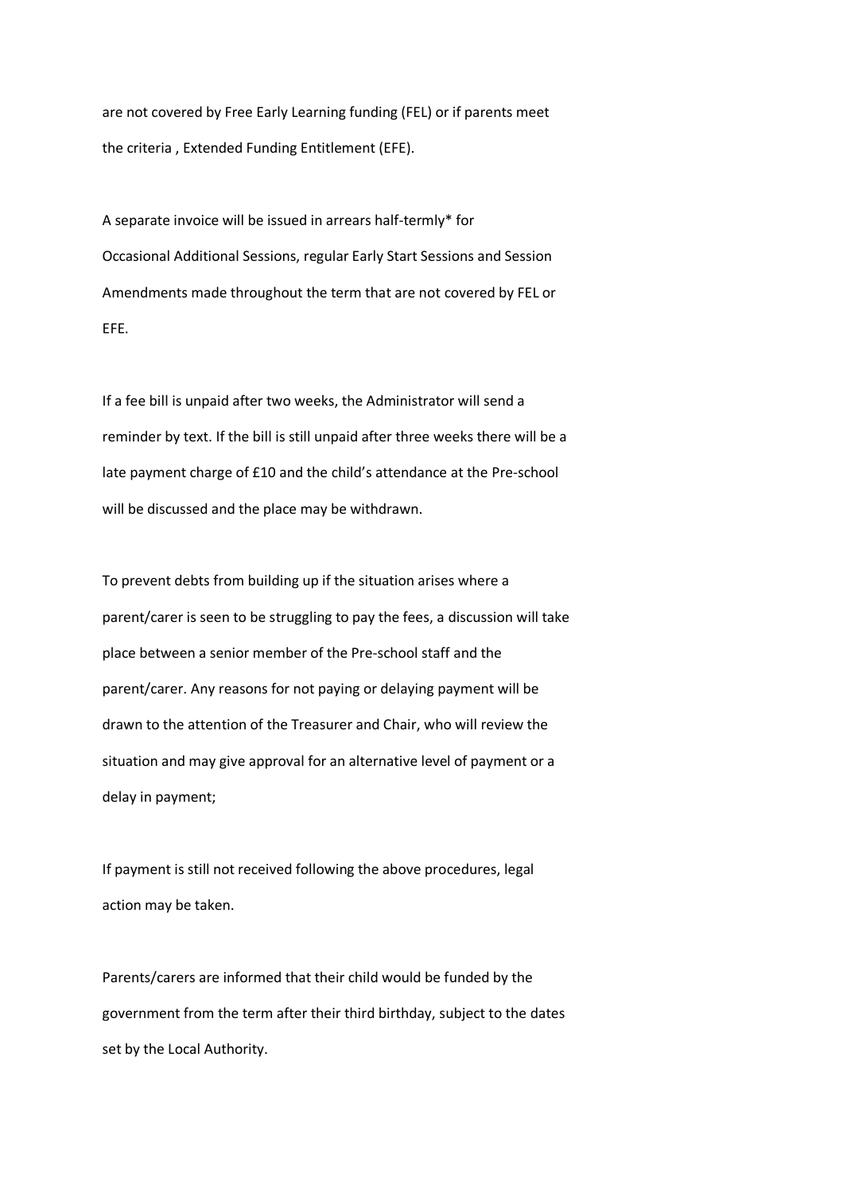are not covered by Free Early Learning funding (FEL) or if parents meet the criteria , Extended Funding Entitlement (EFE).

A separate invoice will be issued in arrears half-termly* for Occasional Additional Sessions, regular Early Start Sessions and Session Amendments made throughout the term that are not covered by FEL or EFE.

If a fee bill is unpaid after two weeks, the Administrator will send a reminder by text. If the bill is still unpaid after three weeks there will be a late payment charge of £10 and the child's attendance at the Pre-school will be discussed and the place may be withdrawn.

To prevent debts from building up if the situation arises where a parent/carer is seen to be struggling to pay the fees, a discussion will take place between a senior member of the Pre-school staff and the parent/carer. Any reasons for not paying or delaying payment will be drawn to the attention of the Treasurer and Chair, who will review the situation and may give approval for an alternative level of payment or a delay in payment;

If payment is still not received following the above procedures, legal action may be taken.

Parents/carers are informed that their child would be funded by the government from the term after their third birthday, subject to the dates set by the Local Authority.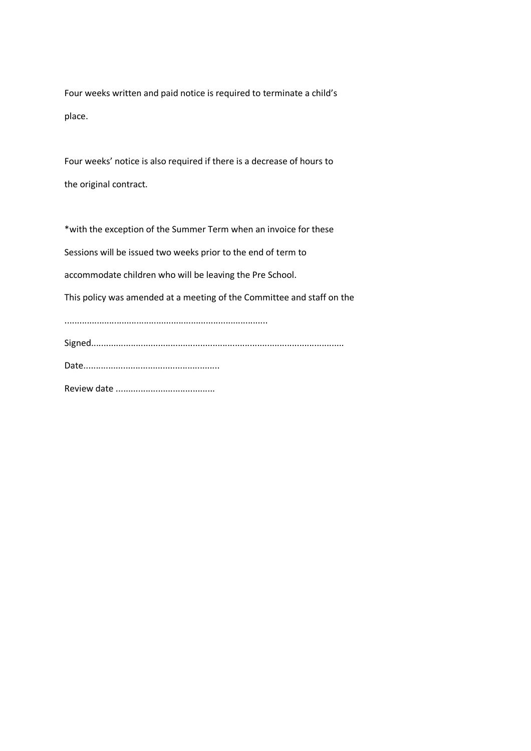Four weeks written and paid notice is required to terminate a child's place.

Four weeks' notice is also required if there is a decrease of hours to the original contract.

*with the exception of the Summer Term when an invoice for these Sessions will be issued two weeks prior to the end of term to accommodate children who will be leaving the Pre School.

This policy was amended at a meeting of the Committee and staff on the

.................................................................................

Signed....................................................................................................

Date......................................................

Review date .......................................